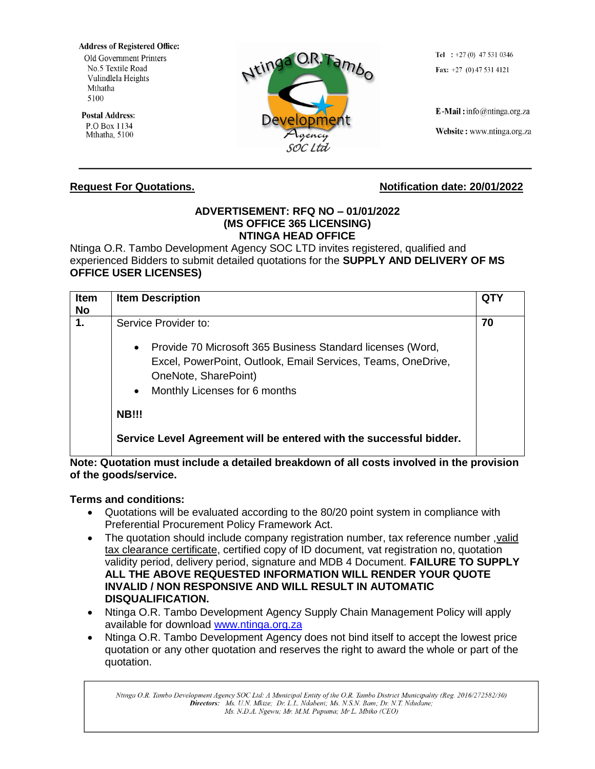**Address of Registered Office:**
Old Government Printers
No.5 Textile Road
Vulindlela Heights
Mthatha
5100

**Postal Address:**
P.O Box 1134
Mthatha, 5100

Ntinga O.R.Tambo Development Agency SOC Ltd

**Tel** : +27 (0) 47 531 0346
**Fax:** +27 (0) 47 531 4121

**E-Mail :** info@ntinga.org.za
**Website :** www.ntinga.org.za

---

**Request For Quotations.** **Notification date: 20/01/2022**

**ADVERTISEMENT: RFQ NO – 01/01/2022**
**(MS OFFICE 365 LICENSING)**
**NTINGA HEAD OFFICE**

Ntinga O.R. Tambo Development Agency SOC LTD invites registered, qualified and experienced Bidders to submit detailed quotations for the **SUPPLY AND DELIVERY OF MS OFFICE USER LICENSES)**

| Item No | Item Description | QTY |
|---|---|---|
| **1.** | Service Provider to:<br><br>• Provide 70 Microsoft 365 Business Standard licenses (Word, Excel, PowerPoint, Outlook, Email Services, Teams, OneDrive, OneNote, SharePoint)<br>• Monthly Licenses for 6 months<br><br>**NB!!!**<br><br>**Service Level Agreement will be entered with the successful bidder.** | **70** |

**Note: Quotation must include a detailed breakdown of all costs involved in the provision of the goods/service.**

**Terms and conditions:**

- Quotations will be evaluated according to the 80/20 point system in compliance with Preferential Procurement Policy Framework Act.
- The quotation should include company registration number, tax reference number ,valid tax clearance certificate, certified copy of ID document, vat registration no, quotation validity period, delivery period, signature and MDB 4 Document. **FAILURE TO SUPPLY ALL THE ABOVE REQUESTED INFORMATION WILL RENDER YOUR QUOTE INVALID / NON RESPONSIVE AND WILL RESULT IN AUTOMATIC DISQUALIFICATION.**
- Ntinga O.R. Tambo Development Agency Supply Chain Management Policy will apply available for download www.ntinga.org.za
- Ntinga O.R. Tambo Development Agency does not bind itself to accept the lowest price quotation or any other quotation and reserves the right to award the whole or part of the quotation.

*Ntinga O.R. Tambo Development Agency SOC Ltd: A Municipal Entity of the O.R. Tambo District Municipality (Reg. 2016/272582/30)*
***Directors:*** *Ms. U.N. Mkize; Dr. L.L. Ndabeni; Ms. N.S.N. Bam; Dr. N.T. Ndudane; Ms. N.D.A. Ngewu; Mr. M.M. Pupuma; Mr L. Mbiko (CEO)*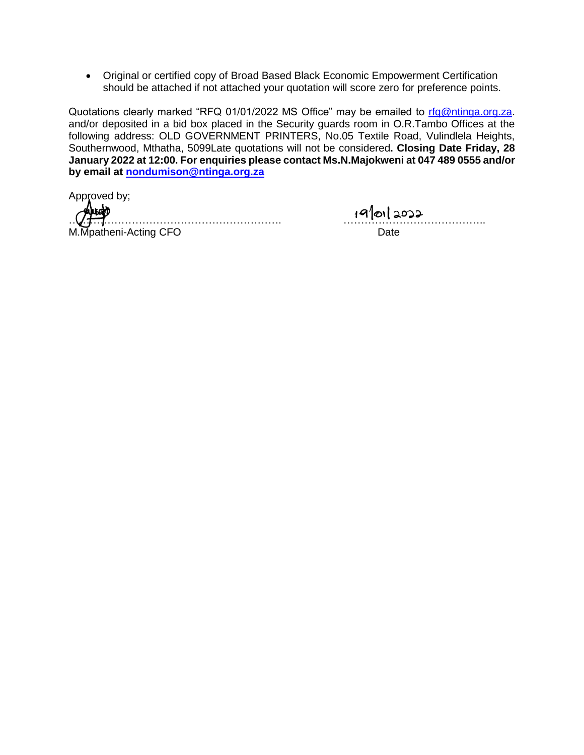- Original or certified copy of Broad Based Black Economic Empowerment Certification should be attached if not attached your quotation will score zero for preference points.

Quotations clearly marked "RFQ 01/01/2022 MS Office" may be emailed to rfq@ntinga.org.za. and/or deposited in a bid box placed in the Security guards room in O.R.Tambo Offices at the following address: OLD GOVERNMENT PRINTERS, No.05 Textile Road, Vulindlela Heights, Southernwood, Mthatha, 5099Late quotations will not be considered**. Closing Date Friday, 28 January 2022 at 12:00. For enquiries please contact Ms.N.Majokweni at 047 489 0555 and/or by email at nondumison@ntinga.org.za**

Approved by;

…………………………………………………………… 19/01/2022 ……………………………………..

M.Mpatheni-Acting CFO Date